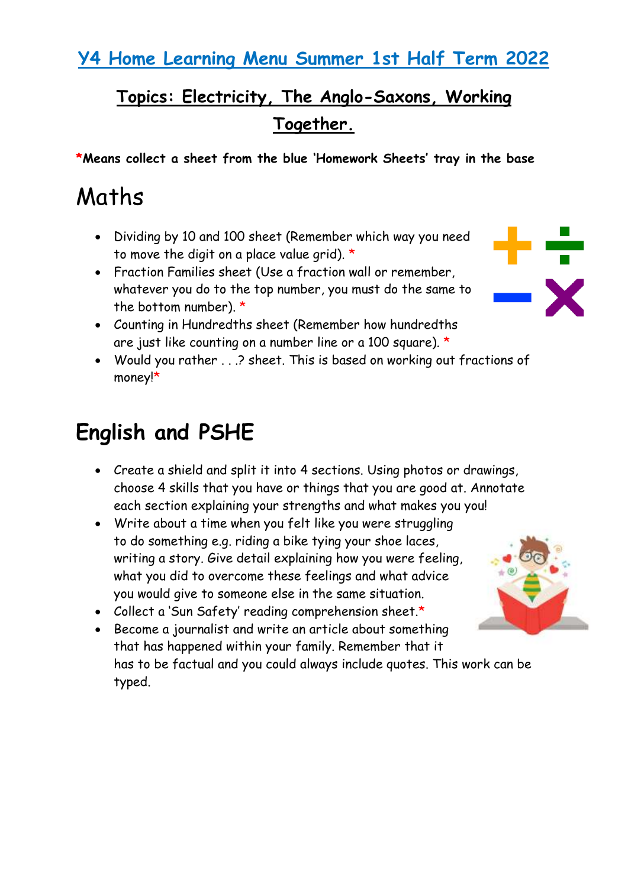# Y4 Home Learning Menu Summer 1st Half Term 2022

## Topics: Electricity, The Anglo-Saxons, Working Together.

***Means collect a sheet from the blue 'Homework Sheets' tray in the base**

## Maths

- Dividing by 10 and 100 sheet (Remember which way you need to move the digit on a place value grid). *
- Fraction Families sheet (Use a fraction wall or remember, whatever you do to the top number, you must do the same to the bottom number). *
- Counting in Hundredths sheet (Remember how hundredths are just like counting on a number line or a 100 square). *
- Would you rather . . .? sheet. This is based on working out fractions of money!*

## English and PSHE

- Create a shield and split it into 4 sections. Using photos or drawings, choose 4 skills that you have or things that you are good at. Annotate each section explaining your strengths and what makes you you!
- Write about a time when you felt like you were struggling to do something e.g. riding a bike tying your shoe laces, writing a story. Give detail explaining how you were feeling, what you did to overcome these feelings and what advice you would give to someone else in the same situation.
- Collect a 'Sun Safety' reading comprehension sheet.*
- Become a journalist and write an article about something that has happened within your family. Remember that it has to be factual and you could always include quotes. This work can be typed.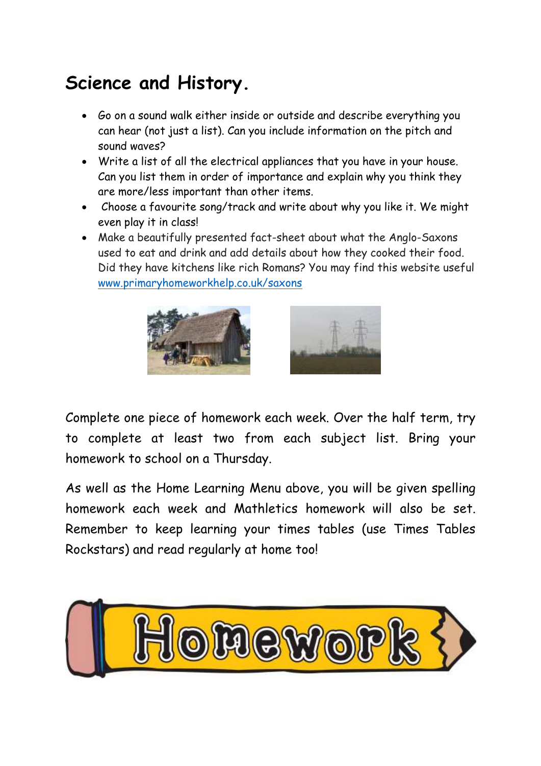# Science and History.

- Go on a sound walk either inside or outside and describe everything you can hear (not just a list). Can you include information on the pitch and sound waves?
- Write a list of all the electrical appliances that you have in your house. Can you list them in order of importance and explain why you think they are more/less important than other items.
- Choose a favourite song/track and write about why you like it. We might even play it in class!
- Make a beautifully presented fact-sheet about what the Anglo-Saxons used to eat and drink and add details about how they cooked their food. Did they have kitchens like rich Romans? You may find this website useful [www.primaryhomeworkhelp.co.uk/saxons](http://www.primaryhomeworkhelp.co.uk/saxons)

Complete one piece of homework each week. Over the half term, try to complete at least two from each subject list. Bring your homework to school on a Thursday.

As well as the Home Learning Menu above, you will be given spelling homework each week and Mathletics homework will also be set. Remember to keep learning your times tables (use Times Tables Rockstars) and read regularly at home too!

Homework